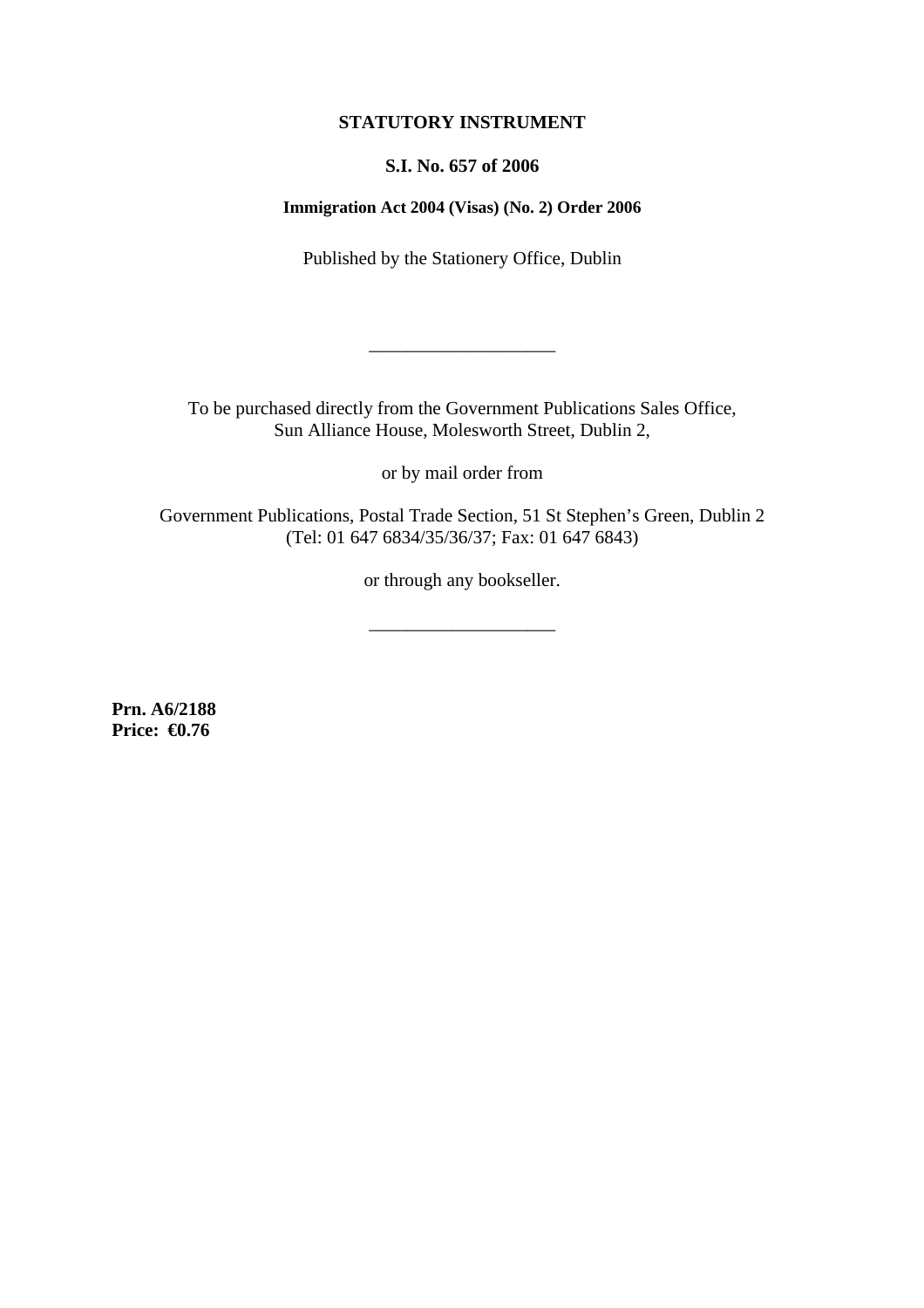**STATUTORY INSTRUMENT**

**S.I. No. 657 of 2006**

**Immigration Act 2004 (Visas) (No. 2) Order 2006**

Published by the Stationery Office, Dublin

---

To be purchased directly from the Government Publications Sales Office,
Sun Alliance House, Molesworth Street, Dublin 2,

or by mail order from

Government Publications, Postal Trade Section, 51 St Stephen's Green, Dublin 2
(Tel: 01 647 6834/35/36/37; Fax: 01 647 6843)

or through any bookseller.

---

**Prn. A6/2188**
**Price: €0.76**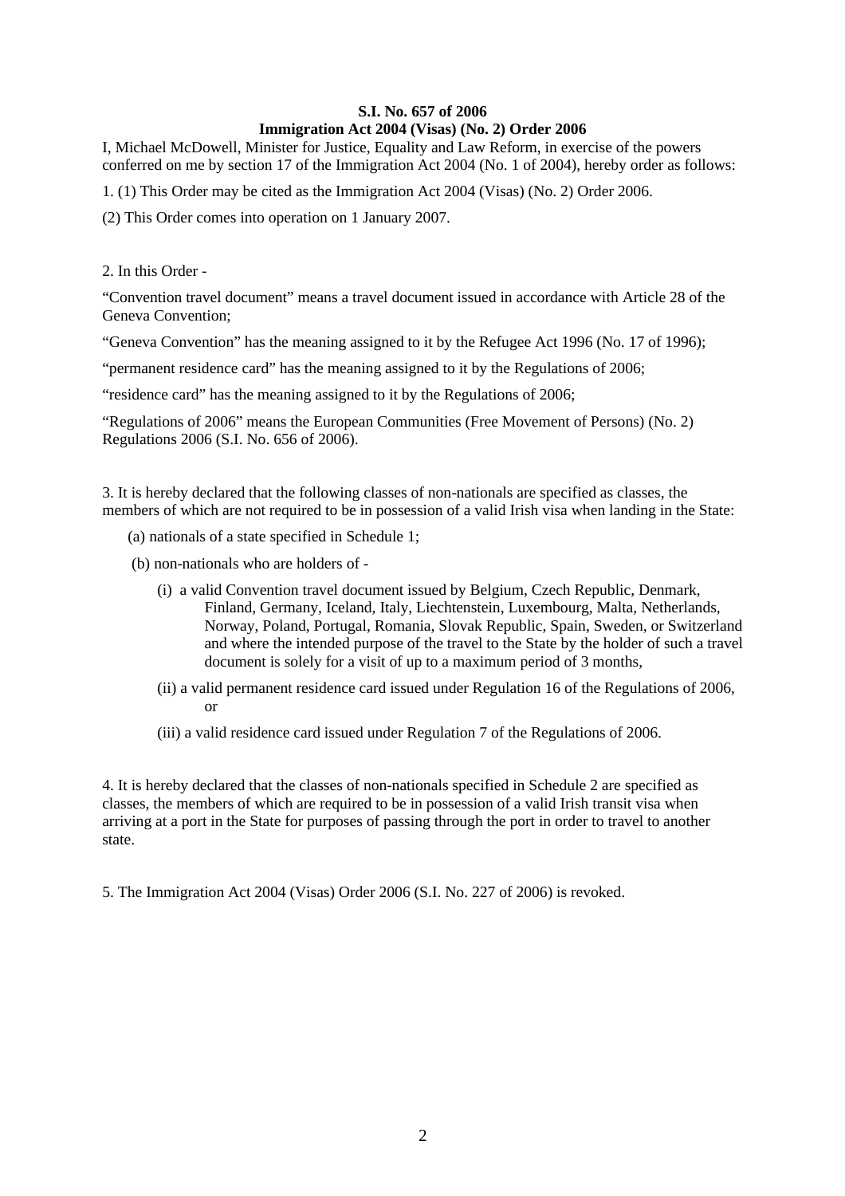**S.I. No. 657 of 2006**
**Immigration Act 2004 (Visas) (No. 2) Order 2006**

I, Michael McDowell, Minister for Justice, Equality and Law Reform, in exercise of the powers conferred on me by section 17 of the Immigration Act 2004 (No. 1 of 2004), hereby order as follows:

1. (1) This Order may be cited as the Immigration Act 2004 (Visas) (No. 2) Order 2006.

(2) This Order comes into operation on 1 January 2007.

2. In this Order -

"Convention travel document" means a travel document issued in accordance with Article 28 of the Geneva Convention;

"Geneva Convention" has the meaning assigned to it by the Refugee Act 1996 (No. 17 of 1996);

"permanent residence card" has the meaning assigned to it by the Regulations of 2006;

"residence card" has the meaning assigned to it by the Regulations of 2006;

"Regulations of 2006" means the European Communities (Free Movement of Persons) (No. 2) Regulations 2006 (S.I. No. 656 of 2006).

3. It is hereby declared that the following classes of non-nationals are specified as classes, the members of which are not required to be in possession of a valid Irish visa when landing in the State:

(a) nationals of a state specified in Schedule 1;

(b) non-nationals who are holders of -

(i) a valid Convention travel document issued by Belgium, Czech Republic, Denmark, Finland, Germany, Iceland, Italy, Liechtenstein, Luxembourg, Malta, Netherlands, Norway, Poland, Portugal, Romania, Slovak Republic, Spain, Sweden, or Switzerland and where the intended purpose of the travel to the State by the holder of such a travel document is solely for a visit of up to a maximum period of 3 months,

(ii) a valid permanent residence card issued under Regulation 16 of the Regulations of 2006, or

(iii) a valid residence card issued under Regulation 7 of the Regulations of 2006.

4. It is hereby declared that the classes of non-nationals specified in Schedule 2 are specified as classes, the members of which are required to be in possession of a valid Irish transit visa when arriving at a port in the State for purposes of passing through the port in order to travel to another state.

5. The Immigration Act 2004 (Visas) Order 2006 (S.I. No. 227 of 2006) is revoked.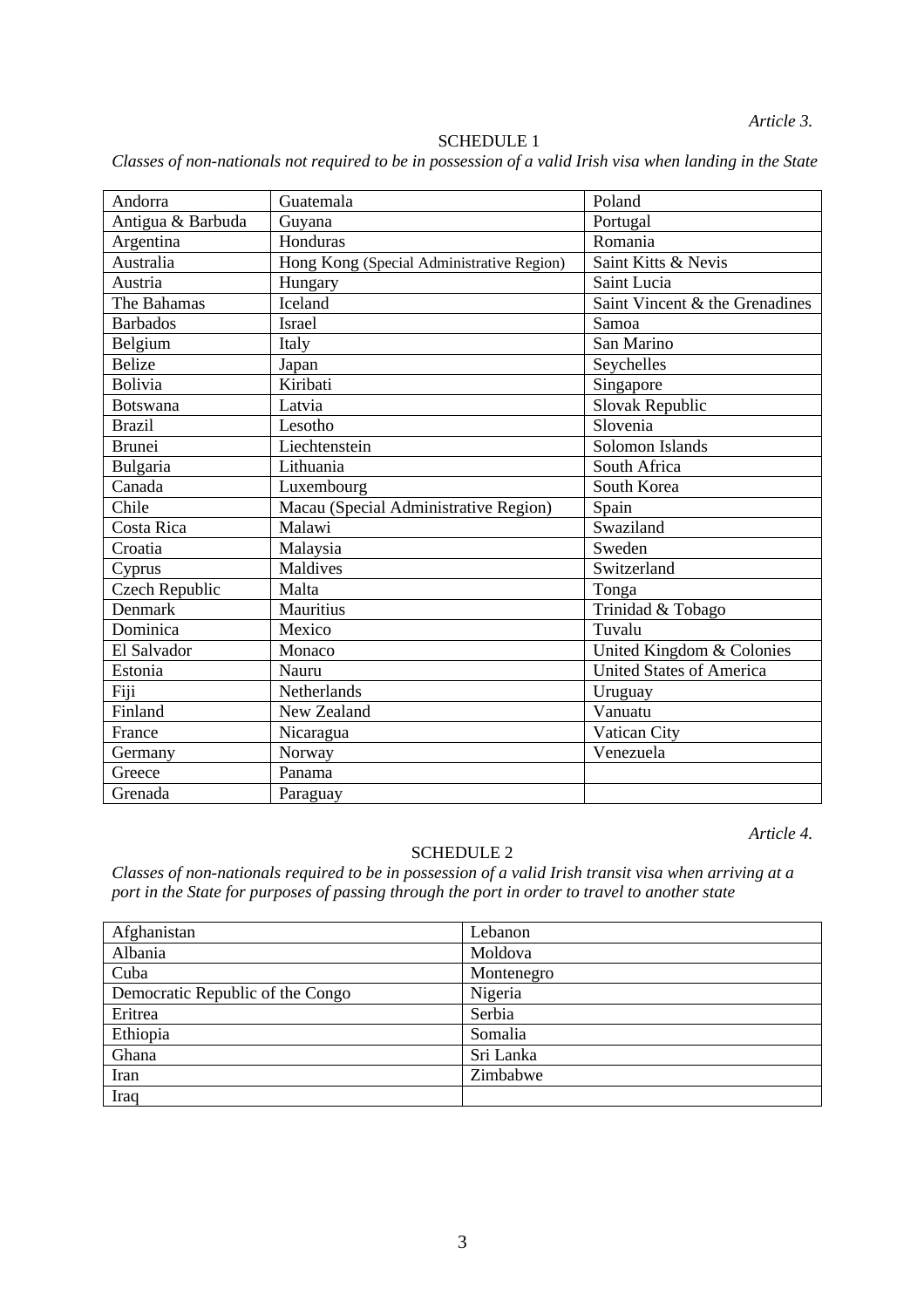*Article 3.*

SCHEDULE 1

*Classes of non-nationals not required to be in possession of a valid Irish visa when landing in the State*

| | | |
|---|---|---|
| Andorra | Guatemala | Poland |
| Antigua & Barbuda | Guyana | Portugal |
| Argentina | Honduras | Romania |
| Australia | Hong Kong (Special Administrative Region) | Saint Kitts & Nevis |
| Austria | Hungary | Saint Lucia |
| The Bahamas | Iceland | Saint Vincent & the Grenadines |
| Barbados | Israel | Samoa |
| Belgium | Italy | San Marino |
| Belize | Japan | Seychelles |
| Bolivia | Kiribati | Singapore |
| Botswana | Latvia | Slovak Republic |
| Brazil | Lesotho | Slovenia |
| Brunei | Liechtenstein | Solomon Islands |
| Bulgaria | Lithuania | South Africa |
| Canada | Luxembourg | South Korea |
| Chile | Macau (Special Administrative Region) | Spain |
| Costa Rica | Malawi | Swaziland |
| Croatia | Malaysia | Sweden |
| Cyprus | Maldives | Switzerland |
| Czech Republic | Malta | Tonga |
| Denmark | Mauritius | Trinidad & Tobago |
| Dominica | Mexico | Tuvalu |
| El Salvador | Monaco | United Kingdom & Colonies |
| Estonia | Nauru | United States of America |
| Fiji | Netherlands | Uruguay |
| Finland | New Zealand | Vanuatu |
| France | Nicaragua | Vatican City |
| Germany | Norway | Venezuela |
| Greece | Panama | |
| Grenada | Paraguay | |

*Article 4.*

SCHEDULE 2

*Classes of non-nationals required to be in possession of a valid Irish transit visa when arriving at a port in the State for purposes of passing through the port in order to travel to another state*

| | |
|---|---|
| Afghanistan | Lebanon |
| Albania | Moldova |
| Cuba | Montenegro |
| Democratic Republic of the Congo | Nigeria |
| Eritrea | Serbia |
| Ethiopia | Somalia |
| Ghana | Sri Lanka |
| Iran | Zimbabwe |
| Iraq | |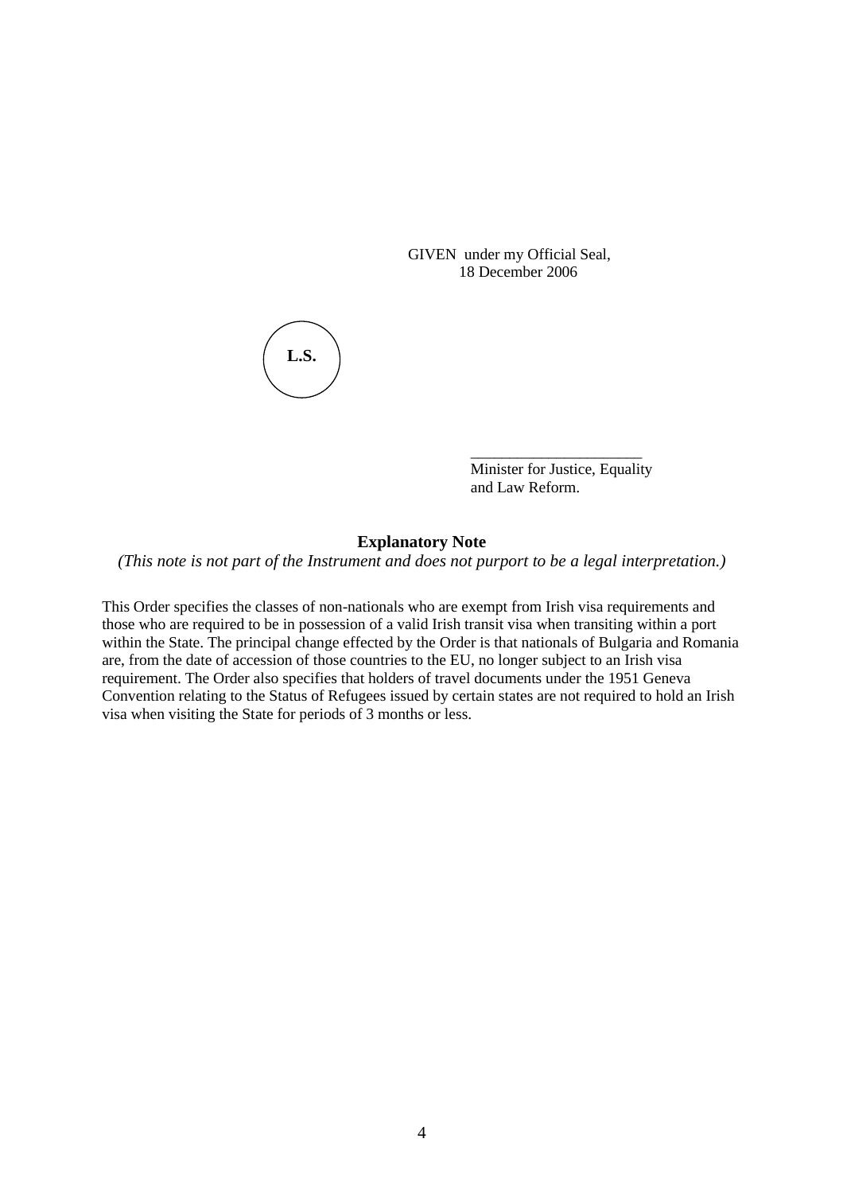GIVEN under my Official Seal,
18 December 2006

L.S.

\_\_\_\_\_\_\_\_\_\_\_\_\_\_\_\_\_\_\_\_\_\_

Minister for Justice, Equality
and Law Reform.

**Explanatory Note**

*(This note is not part of the Instrument and does not purport to be a legal interpretation.)*

This Order specifies the classes of non-nationals who are exempt from Irish visa requirements and those who are required to be in possession of a valid Irish transit visa when transiting within a port within the State. The principal change effected by the Order is that nationals of Bulgaria and Romania are, from the date of accession of those countries to the EU, no longer subject to an Irish visa requirement. The Order also specifies that holders of travel documents under the 1951 Geneva Convention relating to the Status of Refugees issued by certain states are not required to hold an Irish visa when visiting the State for periods of 3 months or less.